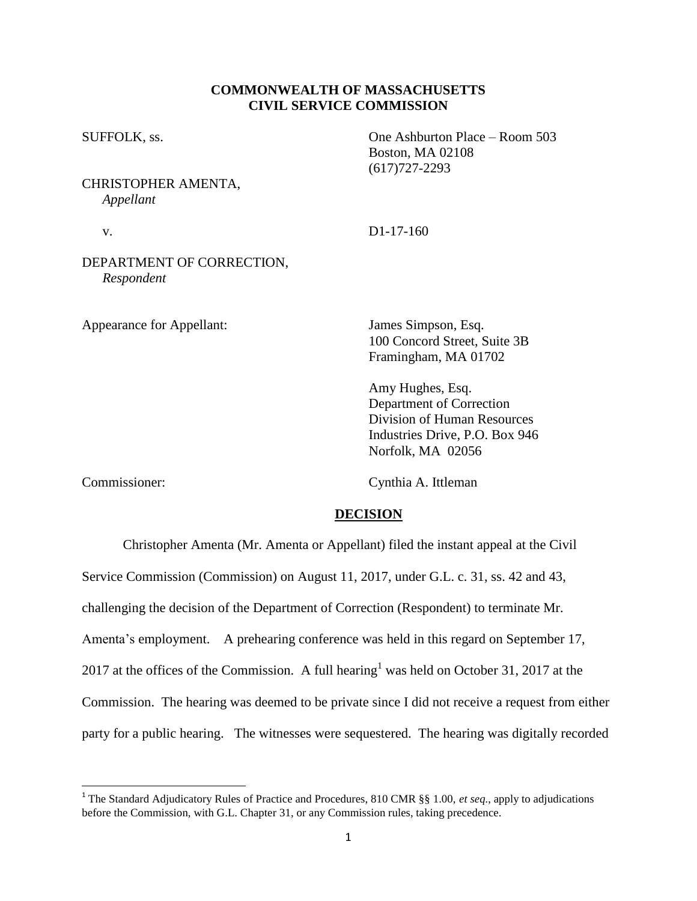**COMMONWEALTH OF MASSACHUSETTS**
**CIVIL SERVICE COMMISSION**

SUFFOLK, ss.

One Ashburton Place – Room 503
Boston, MA 02108
(617)727-2293

CHRISTOPHER AMENTA,
*Appellant*

v.

D1-17-160

DEPARTMENT OF CORRECTION,
*Respondent*

Appearance for Appellant:

James Simpson, Esq.
100 Concord Street, Suite 3B
Framingham, MA 01702

Amy Hughes, Esq.
Department of Correction
Division of Human Resources
Industries Drive, P.O. Box 946
Norfolk, MA 02056

Commissioner:

Cynthia A. Ittleman

## DECISION

Christopher Amenta (Mr. Amenta or Appellant) filed the instant appeal at the Civil Service Commission (Commission) on August 11, 2017, under G.L. c. 31, ss. 42 and 43, challenging the decision of the Department of Correction (Respondent) to terminate Mr. Amenta's employment. A prehearing conference was held in this regard on September 17, 2017 at the offices of the Commission. A full hearing[1] was held on October 31, 2017 at the Commission. The hearing was deemed to be private since I did not receive a request from either party for a public hearing. The witnesses were sequestered. The hearing was digitally recorded

---

[1] The Standard Adjudicatory Rules of Practice and Procedures, 810 CMR §§ 1.00, *et seq.*, apply to adjudications before the Commission, with G.L. Chapter 31, or any Commission rules, taking precedence.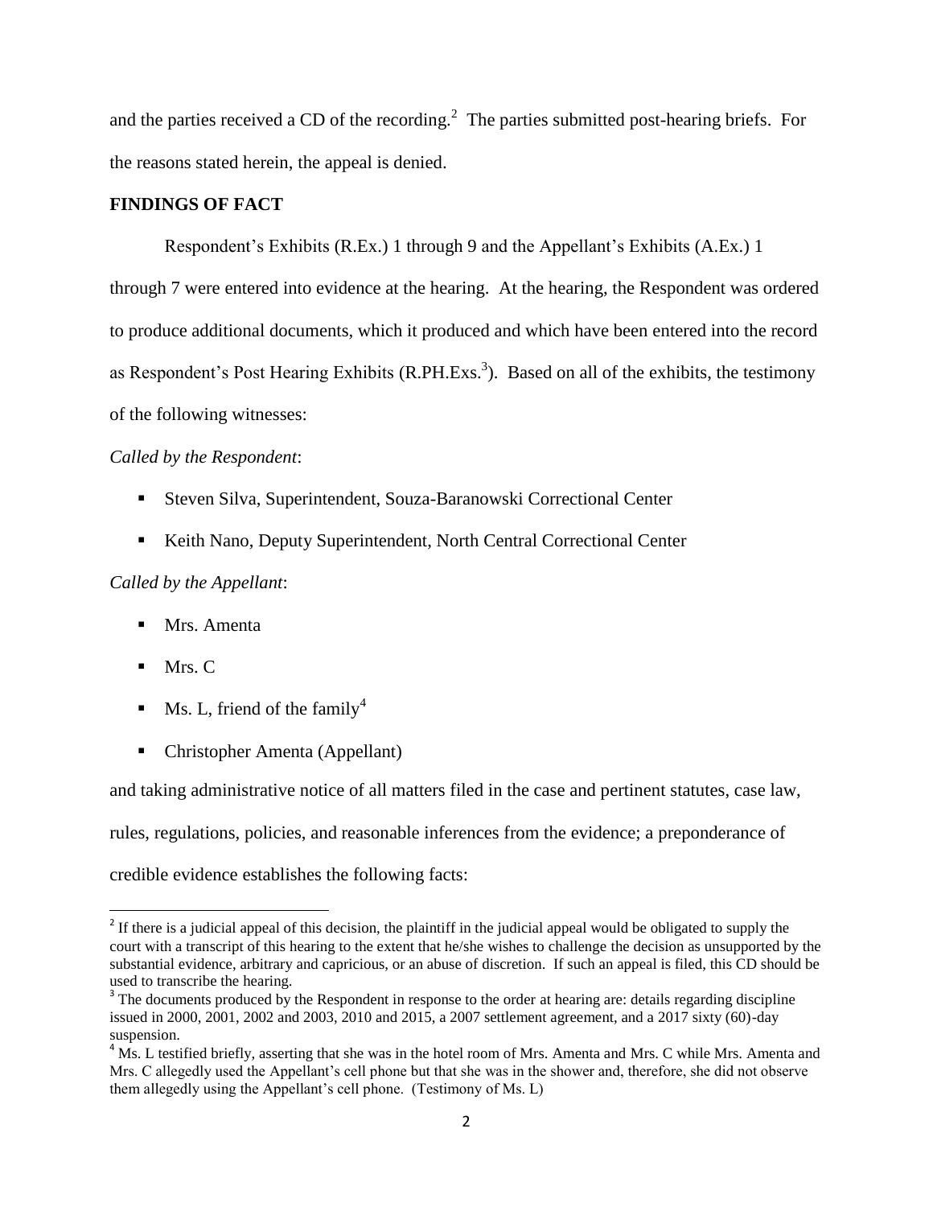and the parties received a CD of the recording.[2] The parties submitted post-hearing briefs. For the reasons stated herein, the appeal is denied.

**FINDINGS OF FACT**

Respondent's Exhibits (R.Ex.) 1 through 9 and the Appellant's Exhibits (A.Ex.) 1 through 7 were entered into evidence at the hearing. At the hearing, the Respondent was ordered to produce additional documents, which it produced and which have been entered into the record as Respondent's Post Hearing Exhibits (R.PH.Exs.[3]). Based on all of the exhibits, the testimony of the following witnesses:

*Called by the Respondent*:

- Steven Silva, Superintendent, Souza-Baranowski Correctional Center
- Keith Nano, Deputy Superintendent, North Central Correctional Center

*Called by the Appellant*:

- Mrs. Amenta
- Mrs. C
- Ms. L, friend of the family[4]
- Christopher Amenta (Appellant)

and taking administrative notice of all matters filed in the case and pertinent statutes, case law, rules, regulations, policies, and reasonable inferences from the evidence; a preponderance of credible evidence establishes the following facts:

---

[2] If there is a judicial appeal of this decision, the plaintiff in the judicial appeal would be obligated to supply the court with a transcript of this hearing to the extent that he/she wishes to challenge the decision as unsupported by the substantial evidence, arbitrary and capricious, or an abuse of discretion. If such an appeal is filed, this CD should be used to transcribe the hearing.

[3] The documents produced by the Respondent in response to the order at hearing are: details regarding discipline issued in 2000, 2001, 2002 and 2003, 2010 and 2015, a 2007 settlement agreement, and a 2017 sixty (60)-day suspension.

[4] Ms. L testified briefly, asserting that she was in the hotel room of Mrs. Amenta and Mrs. C while Mrs. Amenta and Mrs. C allegedly used the Appellant's cell phone but that she was in the shower and, therefore, she did not observe them allegedly using the Appellant's cell phone. (Testimony of Ms. L)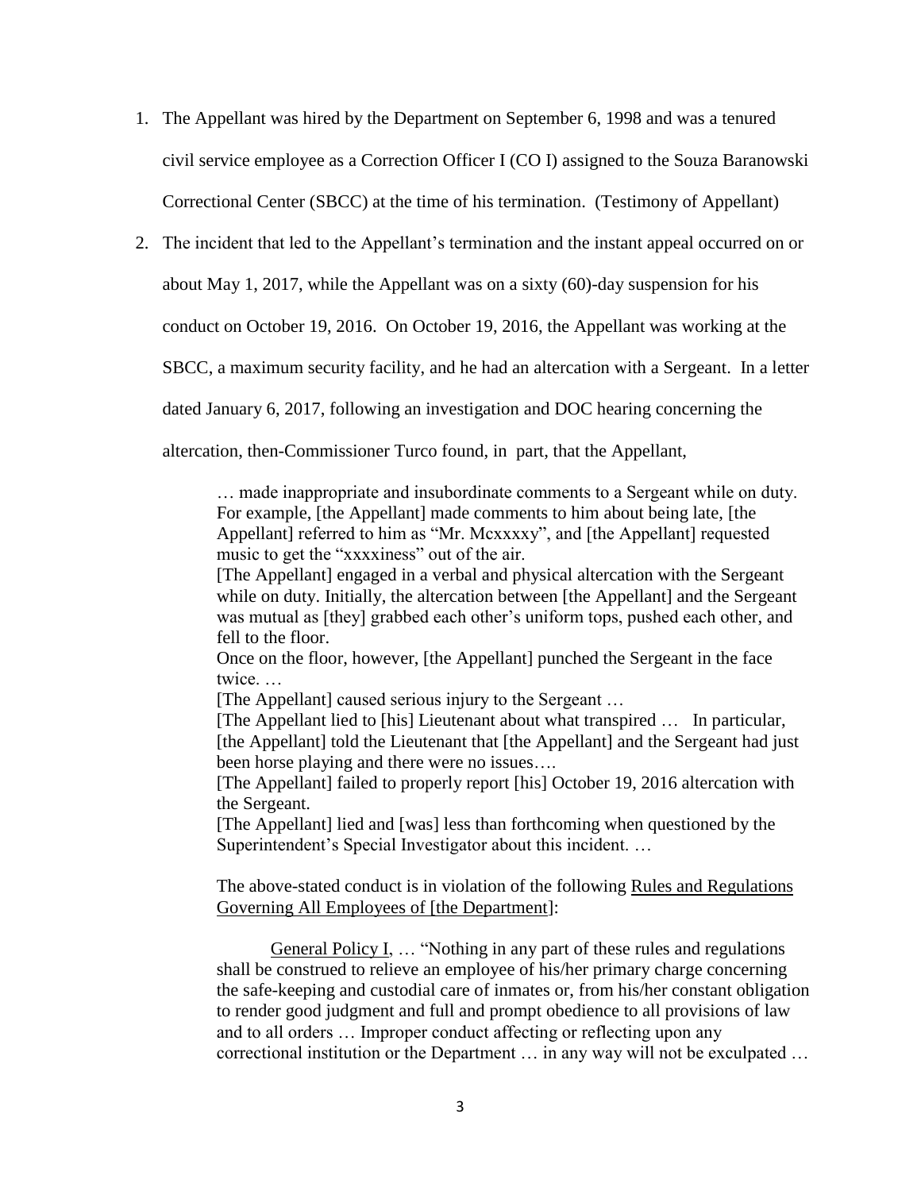1. The Appellant was hired by the Department on September 6, 1998 and was a tenured civil service employee as a Correction Officer I (CO I) assigned to the Souza Baranowski Correctional Center (SBCC) at the time of his termination. (Testimony of Appellant)

2. The incident that led to the Appellant's termination and the instant appeal occurred on or about May 1, 2017, while the Appellant was on a sixty (60)-day suspension for his conduct on October 19, 2016. On October 19, 2016, the Appellant was working at the SBCC, a maximum security facility, and he had an altercation with a Sergeant. In a letter dated January 6, 2017, following an investigation and DOC hearing concerning the altercation, then-Commissioner Turco found, in part, that the Appellant,

   > … made inappropriate and insubordinate comments to a Sergeant while on duty. For example, [the Appellant] made comments to him about being late, [the Appellant] referred to him as "Mr. Mcxxxxy", and [the Appellant] requested music to get the "xxxxiness" out of the air.
   >
   > [The Appellant] engaged in a verbal and physical altercation with the Sergeant while on duty. Initially, the altercation between [the Appellant] and the Sergeant was mutual as [they] grabbed each other's uniform tops, pushed each other, and fell to the floor.
   >
   > Once on the floor, however, [the Appellant] punched the Sergeant in the face twice. …
   >
   > [The Appellant] caused serious injury to the Sergeant …
   >
   > [The Appellant lied to [his] Lieutenant about what transpired … In particular, [the Appellant] told the Lieutenant that [the Appellant] and the Sergeant had just been horse playing and there were no issues….
   >
   > [The Appellant] failed to properly report [his] October 19, 2016 altercation with the Sergeant.
   >
   > [The Appellant] lied and [was] less than forthcoming when questioned by the Superintendent's Special Investigator about this incident. …
   >
   > The above-stated conduct is in violation of the following Rules and Regulations Governing All Employees of [the Department]:
   >
   > General Policy I, … "Nothing in any part of these rules and regulations shall be construed to relieve an employee of his/her primary charge concerning the safe-keeping and custodial care of inmates or, from his/her constant obligation to render good judgment and full and prompt obedience to all provisions of law and to all orders … Improper conduct affecting or reflecting upon any correctional institution or the Department … in any way will not be exculpated …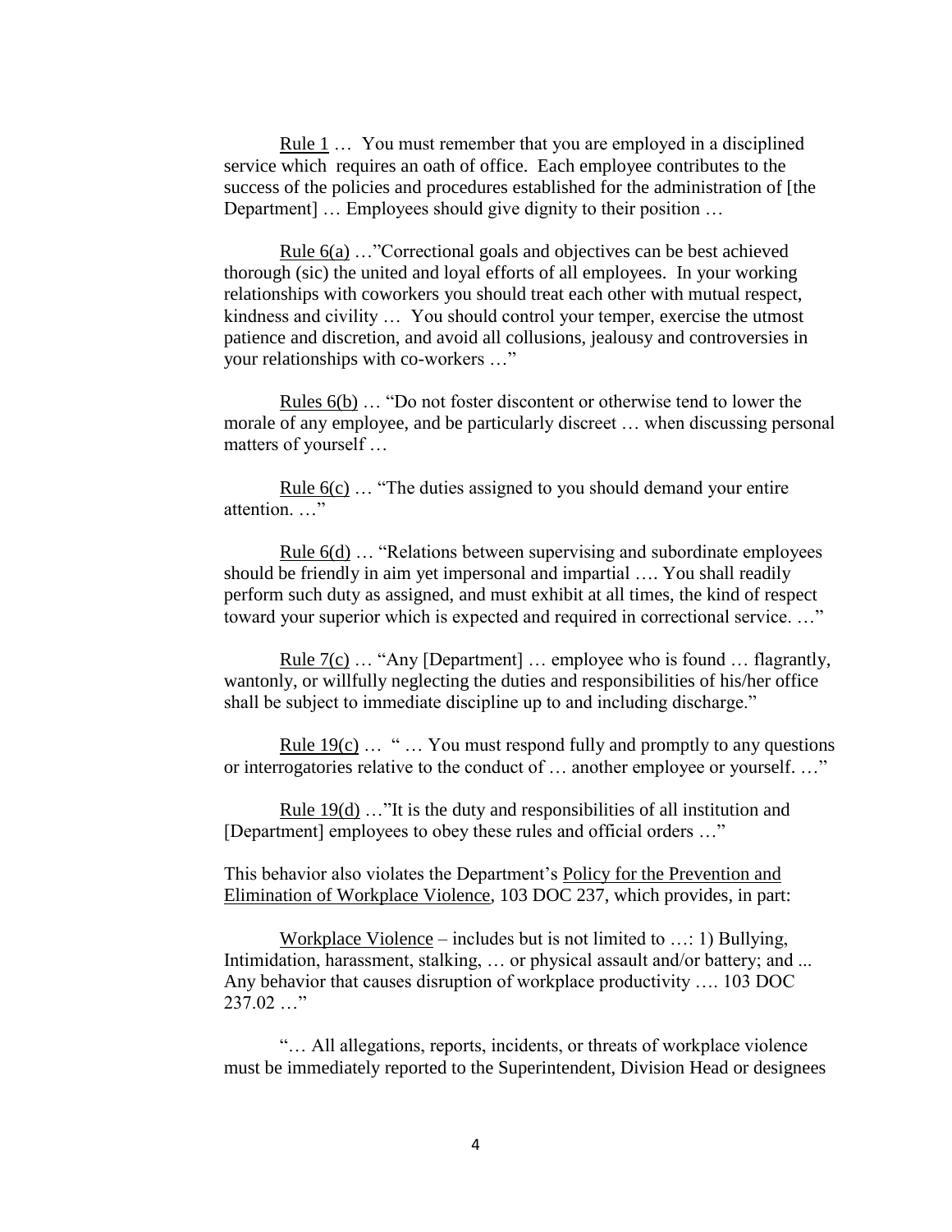Rule 1 … You must remember that you are employed in a disciplined service which requires an oath of office. Each employee contributes to the success of the policies and procedures established for the administration of [the Department] … Employees should give dignity to their position …

Rule 6(a) …"Correctional goals and objectives can be best achieved thorough (sic) the united and loyal efforts of all employees. In your working relationships with coworkers you should treat each other with mutual respect, kindness and civility … You should control your temper, exercise the utmost patience and discretion, and avoid all collusions, jealousy and controversies in your relationships with co-workers …"

Rules 6(b) … "Do not foster discontent or otherwise tend to lower the morale of any employee, and be particularly discreet … when discussing personal matters of yourself …

Rule 6(c) … "The duties assigned to you should demand your entire attention. …"

Rule 6(d) … "Relations between supervising and subordinate employees should be friendly in aim yet impersonal and impartial …. You shall readily perform such duty as assigned, and must exhibit at all times, the kind of respect toward your superior which is expected and required in correctional service. …"

Rule 7(c) … "Any [Department] … employee who is found … flagrantly, wantonly, or willfully neglecting the duties and responsibilities of his/her office shall be subject to immediate discipline up to and including discharge."

Rule 19(c) … " … You must respond fully and promptly to any questions or interrogatories relative to the conduct of … another employee or yourself. …"

Rule 19(d) …"It is the duty and responsibilities of all institution and [Department] employees to obey these rules and official orders …"

This behavior also violates the Department's Policy for the Prevention and Elimination of Workplace Violence, 103 DOC 237, which provides, in part:

Workplace Violence – includes but is not limited to …: 1) Bullying, Intimidation, harassment, stalking, … or physical assault and/or battery; and ... Any behavior that causes disruption of workplace productivity …. 103 DOC 237.02 …"

"… All allegations, reports, incidents, or threats of workplace violence must be immediately reported to the Superintendent, Division Head or designees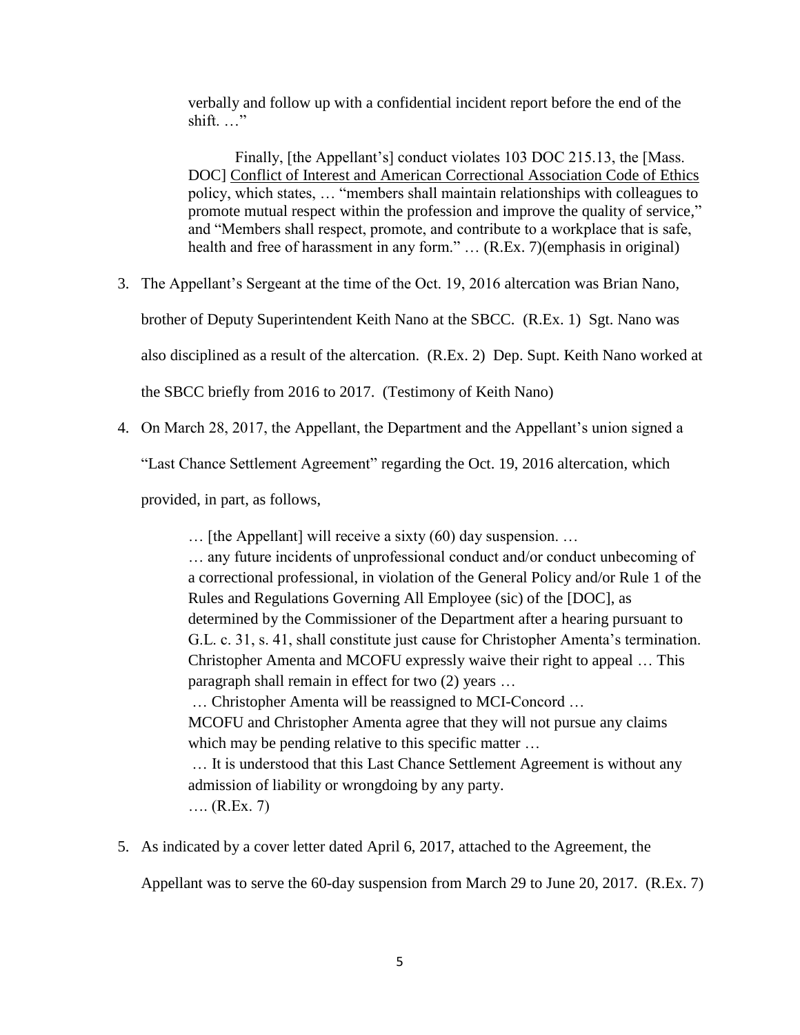verbally and follow up with a confidential incident report before the end of the shift. …"

> Finally, [the Appellant's] conduct violates 103 DOC 215.13, the [Mass. DOC] Conflict of Interest and American Correctional Association Code of Ethics policy, which states, … "members shall maintain relationships with colleagues to promote mutual respect within the profession and improve the quality of service," and "Members shall respect, promote, and contribute to a workplace that is safe, health and free of harassment in any form." … (R.Ex. 7)(emphasis in original)

3. The Appellant's Sergeant at the time of the Oct. 19, 2016 altercation was Brian Nano, brother of Deputy Superintendent Keith Nano at the SBCC. (R.Ex. 1) Sgt. Nano was also disciplined as a result of the altercation. (R.Ex. 2) Dep. Supt. Keith Nano worked at the SBCC briefly from 2016 to 2017. (Testimony of Keith Nano)

4. On March 28, 2017, the Appellant, the Department and the Appellant's union signed a "Last Chance Settlement Agreement" regarding the Oct. 19, 2016 altercation, which provided, in part, as follows,

> … [the Appellant] will receive a sixty (60) day suspension. …
> … any future incidents of unprofessional conduct and/or conduct unbecoming of a correctional professional, in violation of the General Policy and/or Rule 1 of the Rules and Regulations Governing All Employee (sic) of the [DOC], as determined by the Commissioner of the Department after a hearing pursuant to G.L. c. 31, s. 41, shall constitute just cause for Christopher Amenta's termination. Christopher Amenta and MCOFU expressly waive their right to appeal … This paragraph shall remain in effect for two (2) years …
> … Christopher Amenta will be reassigned to MCI-Concord …
> MCOFU and Christopher Amenta agree that they will not pursue any claims which may be pending relative to this specific matter …
> … It is understood that this Last Chance Settlement Agreement is without any admission of liability or wrongdoing by any party.
> …. (R.Ex. 7)

5. As indicated by a cover letter dated April 6, 2017, attached to the Agreement, the Appellant was to serve the 60-day suspension from March 29 to June 20, 2017. (R.Ex. 7)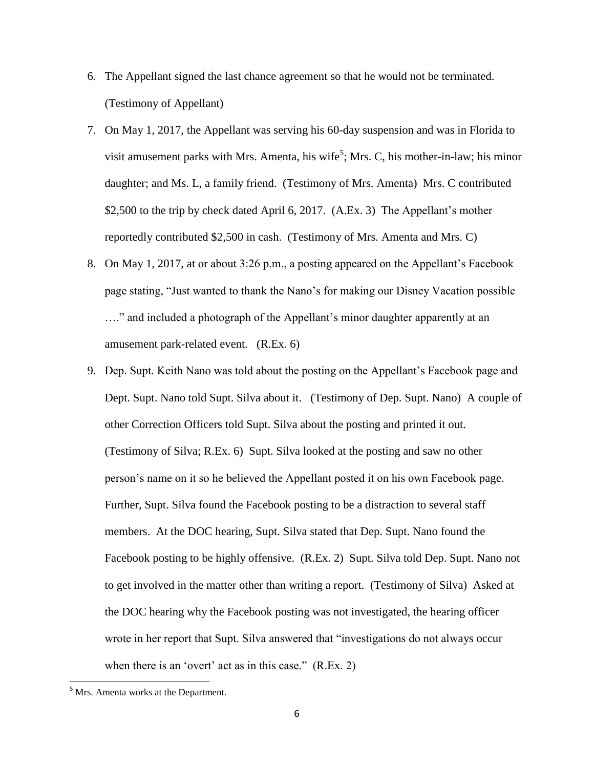6. The Appellant signed the last chance agreement so that he would not be terminated. (Testimony of Appellant)
7. On May 1, 2017, the Appellant was serving his 60-day suspension and was in Florida to visit amusement parks with Mrs. Amenta, his wife[5]; Mrs. C, his mother-in-law; his minor daughter; and Ms. L, a family friend. (Testimony of Mrs. Amenta) Mrs. C contributed $2,500 to the trip by check dated April 6, 2017. (A.Ex. 3) The Appellant's mother reportedly contributed $2,500 in cash. (Testimony of Mrs. Amenta and Mrs. C)
8. On May 1, 2017, at or about 3:26 p.m., a posting appeared on the Appellant's Facebook page stating, "Just wanted to thank the Nano's for making our Disney Vacation possible …." and included a photograph of the Appellant's minor daughter apparently at an amusement park-related event. (R.Ex. 6)
9. Dep. Supt. Keith Nano was told about the posting on the Appellant's Facebook page and Dept. Supt. Nano told Supt. Silva about it. (Testimony of Dep. Supt. Nano) A couple of other Correction Officers told Supt. Silva about the posting and printed it out. (Testimony of Silva; R.Ex. 6) Supt. Silva looked at the posting and saw no other person's name on it so he believed the Appellant posted it on his own Facebook page. Further, Supt. Silva found the Facebook posting to be a distraction to several staff members. At the DOC hearing, Supt. Silva stated that Dep. Supt. Nano found the Facebook posting to be highly offensive. (R.Ex. 2) Supt. Silva told Dep. Supt. Nano not to get involved in the matter other than writing a report. (Testimony of Silva) Asked at the DOC hearing why the Facebook posting was not investigated, the hearing officer wrote in her report that Supt. Silva answered that "investigations do not always occur when there is an 'overt' act as in this case." (R.Ex. 2)

[5] Mrs. Amenta works at the Department.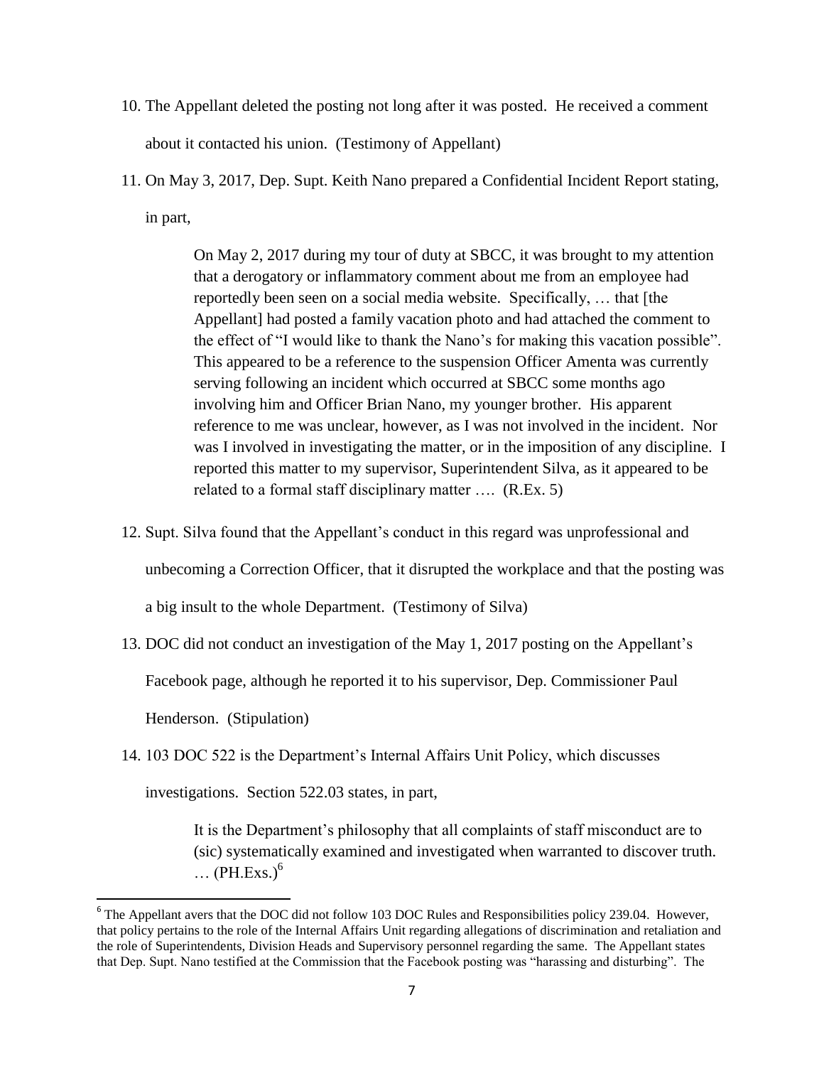10. The Appellant deleted the posting not long after it was posted. He received a comment about it contacted his union. (Testimony of Appellant)

11. On May 3, 2017, Dep. Supt. Keith Nano prepared a Confidential Incident Report stating, in part,

> On May 2, 2017 during my tour of duty at SBCC, it was brought to my attention that a derogatory or inflammatory comment about me from an employee had reportedly been seen on a social media website. Specifically, … that [the Appellant] had posted a family vacation photo and had attached the comment to the effect of "I would like to thank the Nano's for making this vacation possible". This appeared to be a reference to the suspension Officer Amenta was currently serving following an incident which occurred at SBCC some months ago involving him and Officer Brian Nano, my younger brother. His apparent reference to me was unclear, however, as I was not involved in the incident. Nor was I involved in investigating the matter, or in the imposition of any discipline. I reported this matter to my supervisor, Superintendent Silva, as it appeared to be related to a formal staff disciplinary matter …. (R.Ex. 5)

12. Supt. Silva found that the Appellant's conduct in this regard was unprofessional and unbecoming a Correction Officer, that it disrupted the workplace and that the posting was a big insult to the whole Department. (Testimony of Silva)

13. DOC did not conduct an investigation of the May 1, 2017 posting on the Appellant's Facebook page, although he reported it to his supervisor, Dep. Commissioner Paul Henderson. (Stipulation)

14. 103 DOC 522 is the Department's Internal Affairs Unit Policy, which discusses investigations. Section 522.03 states, in part,

> It is the Department's philosophy that all complaints of staff misconduct are to (sic) systematically examined and investigated when warranted to discover truth. … (PH.Exs.)[6]

---

[6] The Appellant avers that the DOC did not follow 103 DOC Rules and Responsibilities policy 239.04. However, that policy pertains to the role of the Internal Affairs Unit regarding allegations of discrimination and retaliation and the role of Superintendents, Division Heads and Supervisory personnel regarding the same. The Appellant states that Dep. Supt. Nano testified at the Commission that the Facebook posting was "harassing and disturbing". The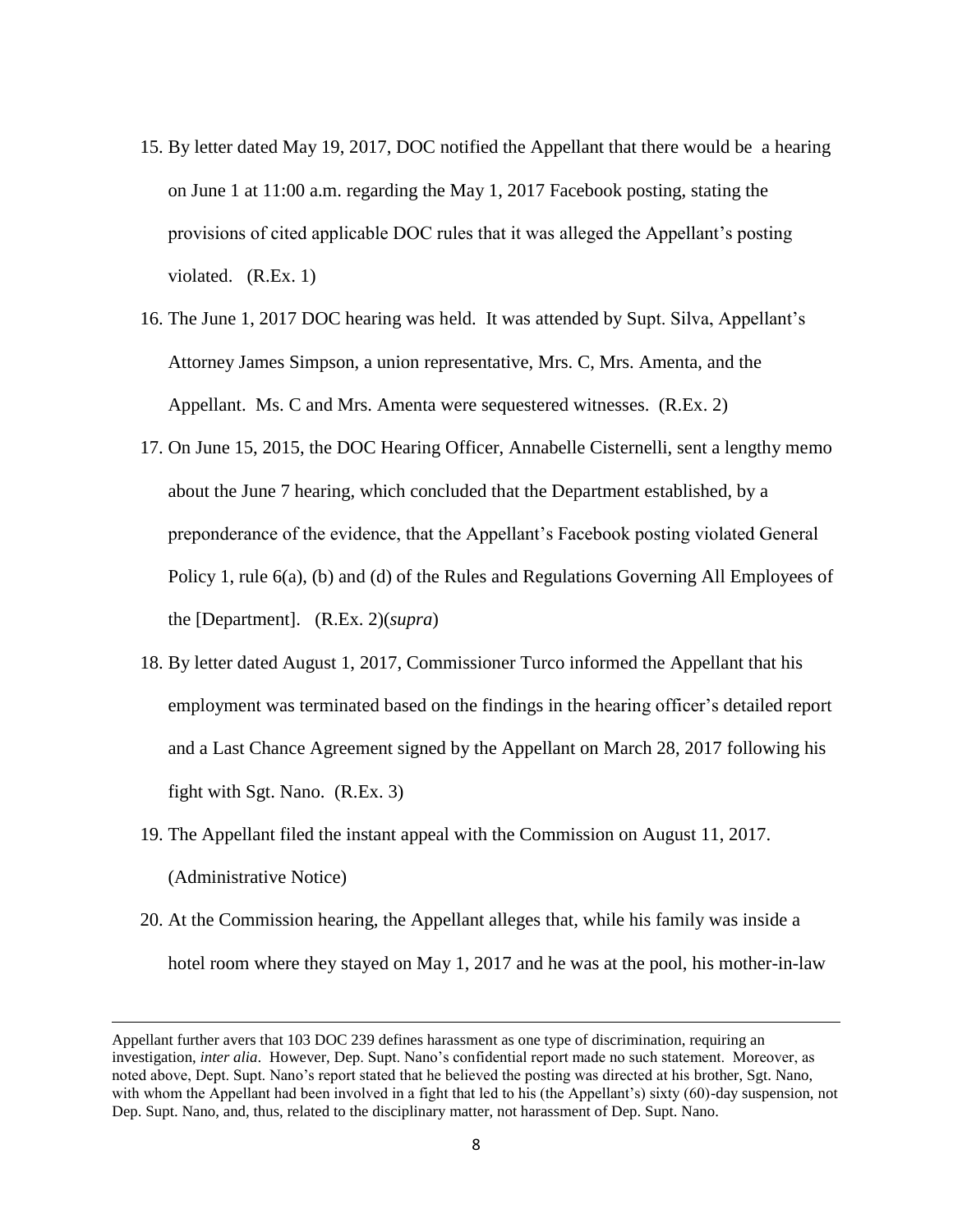15. By letter dated May 19, 2017, DOC notified the Appellant that there would be a hearing on June 1 at 11:00 a.m. regarding the May 1, 2017 Facebook posting, stating the provisions of cited applicable DOC rules that it was alleged the Appellant's posting violated. (R.Ex. 1)
16. The June 1, 2017 DOC hearing was held. It was attended by Supt. Silva, Appellant's Attorney James Simpson, a union representative, Mrs. C, Mrs. Amenta, and the Appellant. Ms. C and Mrs. Amenta were sequestered witnesses. (R.Ex. 2)
17. On June 15, 2015, the DOC Hearing Officer, Annabelle Cisternelli, sent a lengthy memo about the June 7 hearing, which concluded that the Department established, by a preponderance of the evidence, that the Appellant's Facebook posting violated General Policy 1, rule 6(a), (b) and (d) of the Rules and Regulations Governing All Employees of the [Department]. (R.Ex. 2)(*supra*)
18. By letter dated August 1, 2017, Commissioner Turco informed the Appellant that his employment was terminated based on the findings in the hearing officer's detailed report and a Last Chance Agreement signed by the Appellant on March 28, 2017 following his fight with Sgt. Nano. (R.Ex. 3)
19. The Appellant filed the instant appeal with the Commission on August 11, 2017. (Administrative Notice)
20. At the Commission hearing, the Appellant alleges that, while his family was inside a hotel room where they stayed on May 1, 2017 and he was at the pool, his mother-in-law

---

Appellant further avers that 103 DOC 239 defines harassment as one type of discrimination, requiring an investigation, *inter alia*. However, Dep. Supt. Nano's confidential report made no such statement. Moreover, as noted above, Dept. Supt. Nano's report stated that he believed the posting was directed at his brother, Sgt. Nano, with whom the Appellant had been involved in a fight that led to his (the Appellant's) sixty (60)-day suspension, not Dep. Supt. Nano, and, thus, related to the disciplinary matter, not harassment of Dep. Supt. Nano.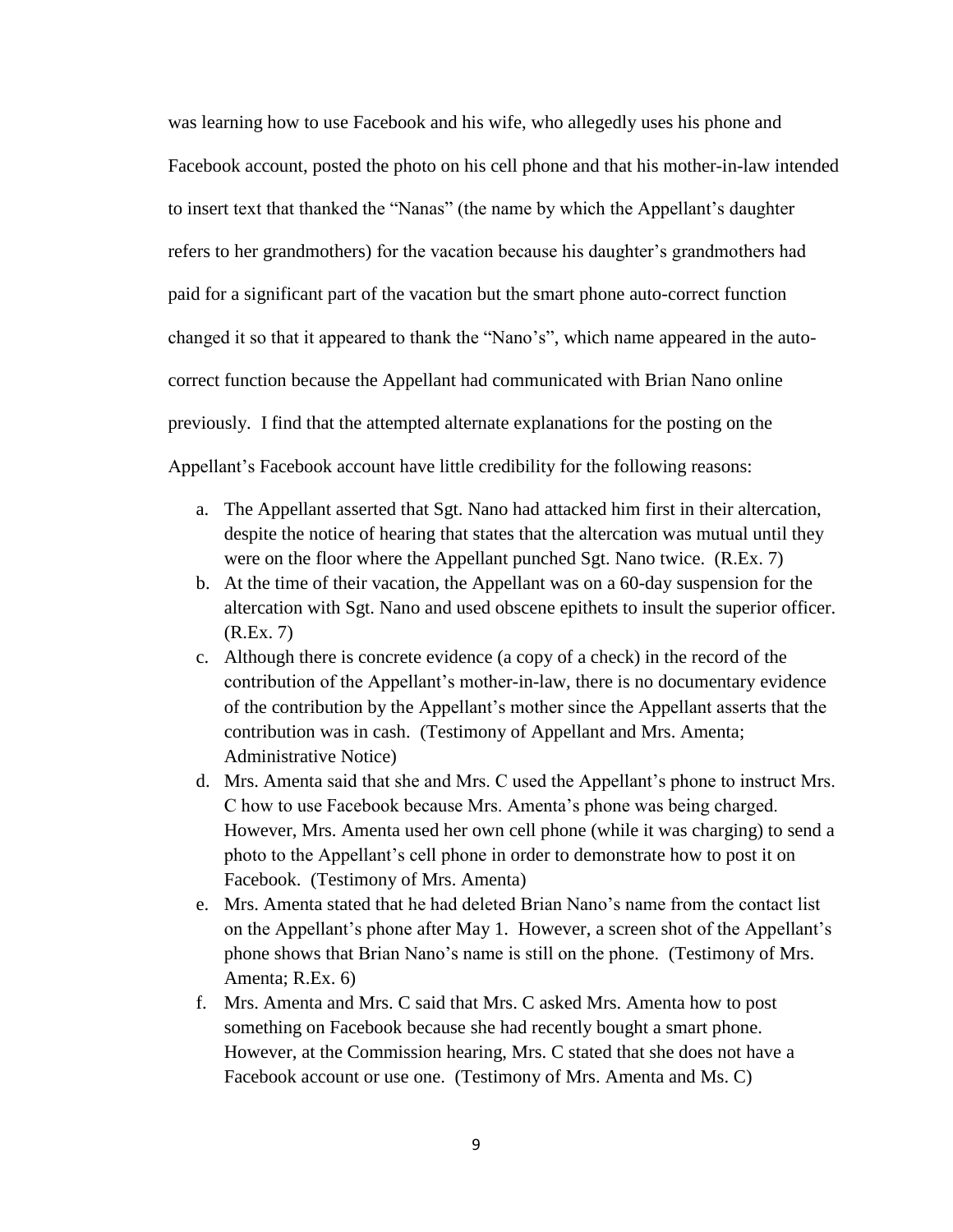was learning how to use Facebook and his wife, who allegedly uses his phone and Facebook account, posted the photo on his cell phone and that his mother-in-law intended to insert text that thanked the "Nanas" (the name by which the Appellant's daughter refers to her grandmothers) for the vacation because his daughter's grandmothers had paid for a significant part of the vacation but the smart phone auto-correct function changed it so that it appeared to thank the "Nano's", which name appeared in the auto-correct function because the Appellant had communicated with Brian Nano online previously. I find that the attempted alternate explanations for the posting on the Appellant's Facebook account have little credibility for the following reasons:

a. The Appellant asserted that Sgt. Nano had attacked him first in their altercation, despite the notice of hearing that states that the altercation was mutual until they were on the floor where the Appellant punched Sgt. Nano twice. (R.Ex. 7)
b. At the time of their vacation, the Appellant was on a 60-day suspension for the altercation with Sgt. Nano and used obscene epithets to insult the superior officer. (R.Ex. 7)
c. Although there is concrete evidence (a copy of a check) in the record of the contribution of the Appellant's mother-in-law, there is no documentary evidence of the contribution by the Appellant's mother since the Appellant asserts that the contribution was in cash. (Testimony of Appellant and Mrs. Amenta; Administrative Notice)
d. Mrs. Amenta said that she and Mrs. C used the Appellant's phone to instruct Mrs. C how to use Facebook because Mrs. Amenta's phone was being charged. However, Mrs. Amenta used her own cell phone (while it was charging) to send a photo to the Appellant's cell phone in order to demonstrate how to post it on Facebook. (Testimony of Mrs. Amenta)
e. Mrs. Amenta stated that he had deleted Brian Nano's name from the contact list on the Appellant's phone after May 1. However, a screen shot of the Appellant's phone shows that Brian Nano's name is still on the phone. (Testimony of Mrs. Amenta; R.Ex. 6)
f. Mrs. Amenta and Mrs. C said that Mrs. C asked Mrs. Amenta how to post something on Facebook because she had recently bought a smart phone. However, at the Commission hearing, Mrs. C stated that she does not have a Facebook account or use one. (Testimony of Mrs. Amenta and Ms. C)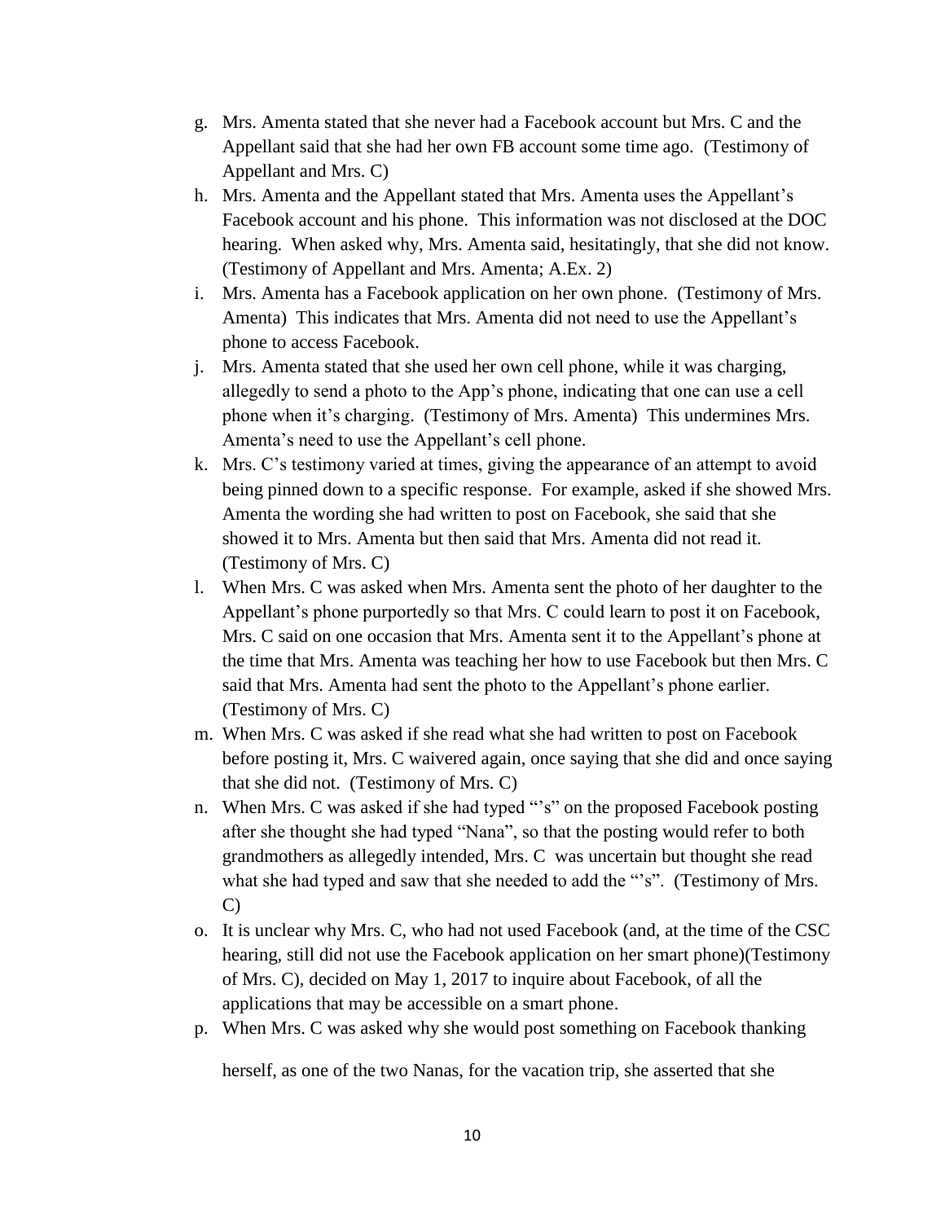g. Mrs. Amenta stated that she never had a Facebook account but Mrs. C and the Appellant said that she had her own FB account some time ago. (Testimony of Appellant and Mrs. C)

h. Mrs. Amenta and the Appellant stated that Mrs. Amenta uses the Appellant's Facebook account and his phone. This information was not disclosed at the DOC hearing. When asked why, Mrs. Amenta said, hesitatingly, that she did not know. (Testimony of Appellant and Mrs. Amenta; A.Ex. 2)

i. Mrs. Amenta has a Facebook application on her own phone. (Testimony of Mrs. Amenta) This indicates that Mrs. Amenta did not need to use the Appellant's phone to access Facebook.

j. Mrs. Amenta stated that she used her own cell phone, while it was charging, allegedly to send a photo to the App's phone, indicating that one can use a cell phone when it's charging. (Testimony of Mrs. Amenta) This undermines Mrs. Amenta's need to use the Appellant's cell phone.

k. Mrs. C's testimony varied at times, giving the appearance of an attempt to avoid being pinned down to a specific response. For example, asked if she showed Mrs. Amenta the wording she had written to post on Facebook, she said that she showed it to Mrs. Amenta but then said that Mrs. Amenta did not read it. (Testimony of Mrs. C)

l. When Mrs. C was asked when Mrs. Amenta sent the photo of her daughter to the Appellant's phone purportedly so that Mrs. C could learn to post it on Facebook, Mrs. C said on one occasion that Mrs. Amenta sent it to the Appellant's phone at the time that Mrs. Amenta was teaching her how to use Facebook but then Mrs. C said that Mrs. Amenta had sent the photo to the Appellant's phone earlier. (Testimony of Mrs. C)

m. When Mrs. C was asked if she read what she had written to post on Facebook before posting it, Mrs. C waivered again, once saying that she did and once saying that she did not. (Testimony of Mrs. C)

n. When Mrs. C was asked if she had typed "'s" on the proposed Facebook posting after she thought she had typed "Nana", so that the posting would refer to both grandmothers as allegedly intended, Mrs. C was uncertain but thought she read what she had typed and saw that she needed to add the "'s". (Testimony of Mrs. C)

o. It is unclear why Mrs. C, who had not used Facebook (and, at the time of the CSC hearing, still did not use the Facebook application on her smart phone)(Testimony of Mrs. C), decided on May 1, 2017 to inquire about Facebook, of all the applications that may be accessible on a smart phone.

p. When Mrs. C was asked why she would post something on Facebook thanking herself, as one of the two Nanas, for the vacation trip, she asserted that she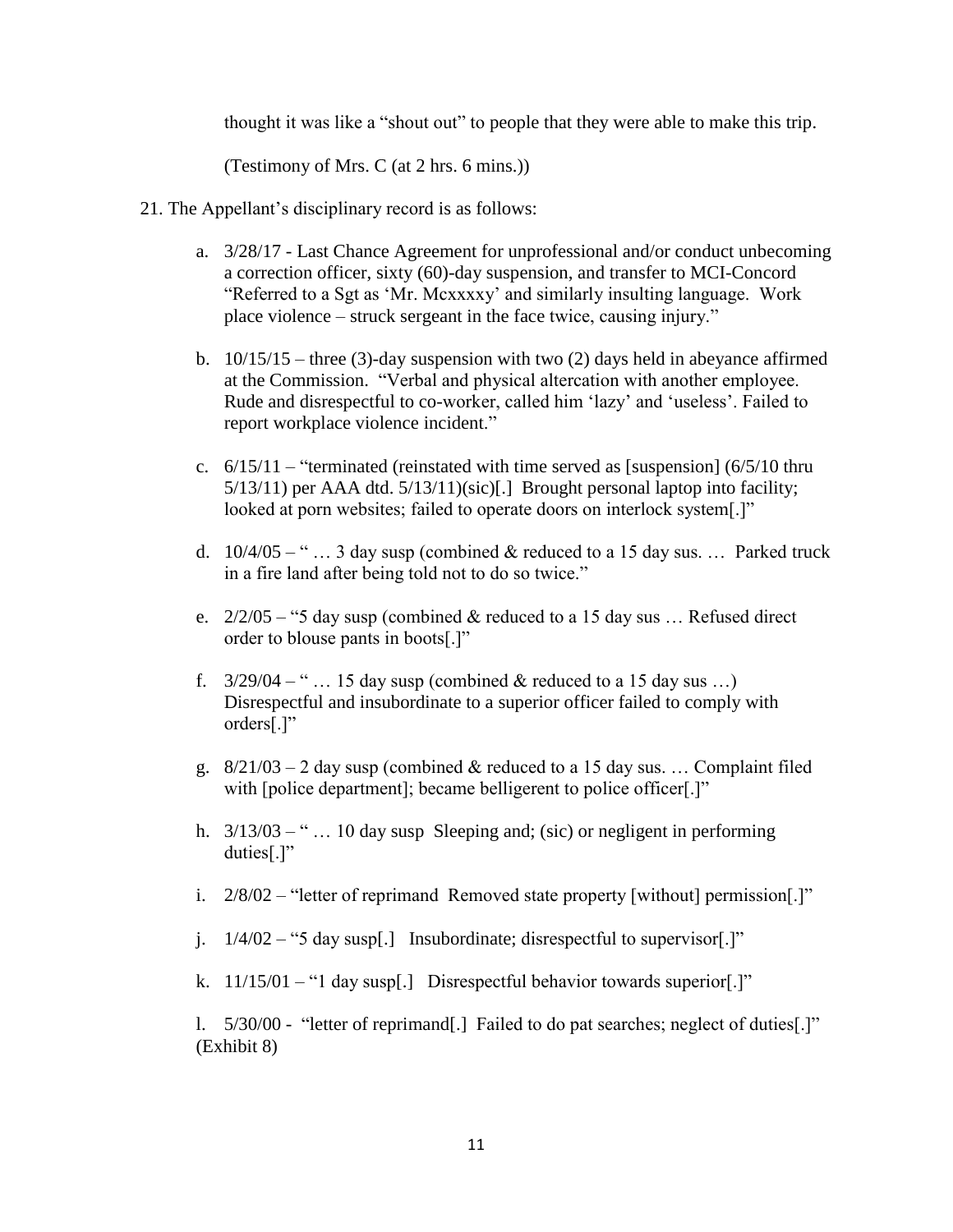thought it was like a "shout out" to people that they were able to make this trip.

(Testimony of Mrs. C (at 2 hrs. 6 mins.))

21. The Appellant's disciplinary record is as follows:

    a. 3/28/17 - Last Chance Agreement for unprofessional and/or conduct unbecoming a correction officer, sixty (60)-day suspension, and transfer to MCI-Concord "Referred to a Sgt as 'Mr. Mcxxxxy' and similarly insulting language. Work place violence – struck sergeant in the face twice, causing injury."

    b. 10/15/15 – three (3)-day suspension with two (2) days held in abeyance affirmed at the Commission. "Verbal and physical altercation with another employee. Rude and disrespectful to co-worker, called him 'lazy' and 'useless'. Failed to report workplace violence incident."

    c. 6/15/11 – "terminated (reinstated with time served as [suspension] (6/5/10 thru 5/13/11) per AAA dtd. 5/13/11)(sic)[.] Brought personal laptop into facility; looked at porn websites; failed to operate doors on interlock system[.]"

    d. 10/4/05 – " … 3 day susp (combined & reduced to a 15 day sus. … Parked truck in a fire land after being told not to do so twice."

    e. 2/2/05 – "5 day susp (combined & reduced to a 15 day sus … Refused direct order to blouse pants in boots[.]"

    f. 3/29/04 – " … 15 day susp (combined & reduced to a 15 day sus …) Disrespectful and insubordinate to a superior officer failed to comply with orders[.]"

    g. 8/21/03 – 2 day susp (combined & reduced to a 15 day sus. … Complaint filed with [police department]; became belligerent to police officer[.]"

    h. 3/13/03 – " … 10 day susp Sleeping and; (sic) or negligent in performing duties[.]"

    i. 2/8/02 – "letter of reprimand Removed state property [without] permission[.]"

    j. 1/4/02 – "5 day susp[.] Insubordinate; disrespectful to supervisor[.]"

    k. 11/15/01 – "1 day susp[.] Disrespectful behavior towards superior[.]"

    l. 5/30/00 - "letter of reprimand[.] Failed to do pat searches; neglect of duties[.]" (Exhibit 8)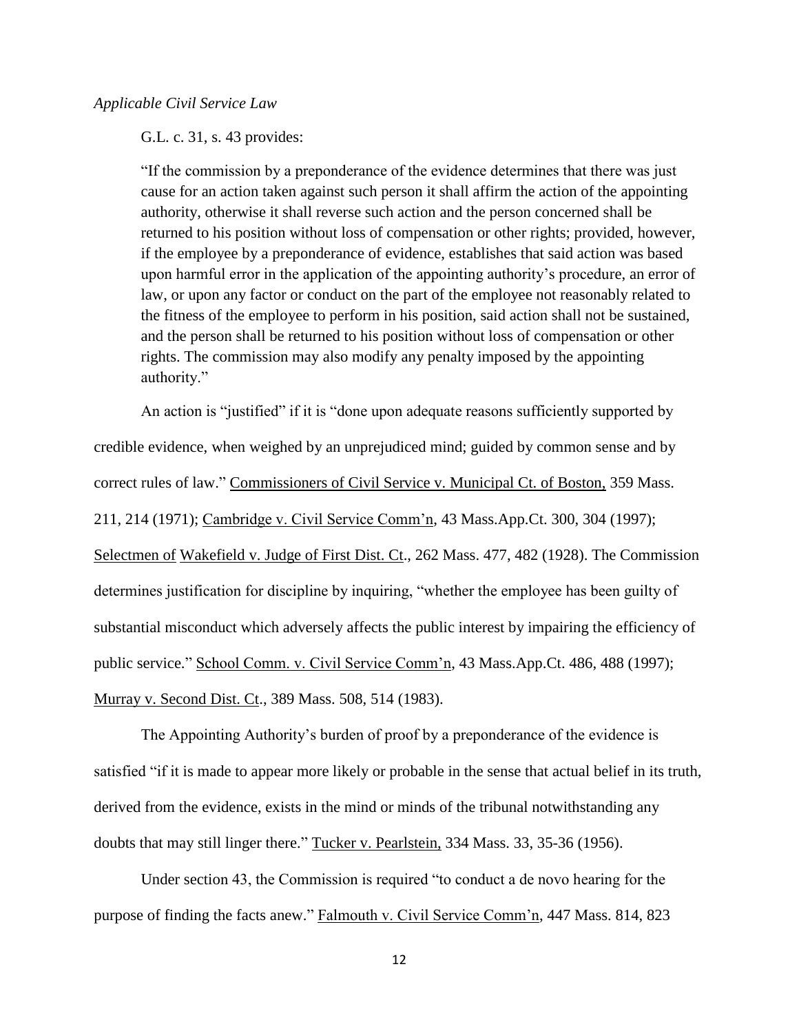*Applicable Civil Service Law*

G.L. c. 31, s. 43 provides:

> "If the commission by a preponderance of the evidence determines that there was just cause for an action taken against such person it shall affirm the action of the appointing authority, otherwise it shall reverse such action and the person concerned shall be returned to his position without loss of compensation or other rights; provided, however, if the employee by a preponderance of evidence, establishes that said action was based upon harmful error in the application of the appointing authority's procedure, an error of law, or upon any factor or conduct on the part of the employee not reasonably related to the fitness of the employee to perform in his position, said action shall not be sustained, and the person shall be returned to his position without loss of compensation or other rights. The commission may also modify any penalty imposed by the appointing authority."

An action is "justified" if it is "done upon adequate reasons sufficiently supported by credible evidence, when weighed by an unprejudiced mind; guided by common sense and by correct rules of law." Commissioners of Civil Service v. Municipal Ct. of Boston, 359 Mass. 211, 214 (1971); Cambridge v. Civil Service Comm'n, 43 Mass.App.Ct. 300, 304 (1997); Selectmen of Wakefield v. Judge of First Dist. Ct., 262 Mass. 477, 482 (1928). The Commission determines justification for discipline by inquiring, "whether the employee has been guilty of substantial misconduct which adversely affects the public interest by impairing the efficiency of public service." School Comm. v. Civil Service Comm'n, 43 Mass.App.Ct. 486, 488 (1997); Murray v. Second Dist. Ct., 389 Mass. 508, 514 (1983).

The Appointing Authority's burden of proof by a preponderance of the evidence is satisfied "if it is made to appear more likely or probable in the sense that actual belief in its truth, derived from the evidence, exists in the mind or minds of the tribunal notwithstanding any doubts that may still linger there." Tucker v. Pearlstein, 334 Mass. 33, 35-36 (1956).

Under section 43, the Commission is required "to conduct a de novo hearing for the purpose of finding the facts anew." Falmouth v. Civil Service Comm'n, 447 Mass. 814, 823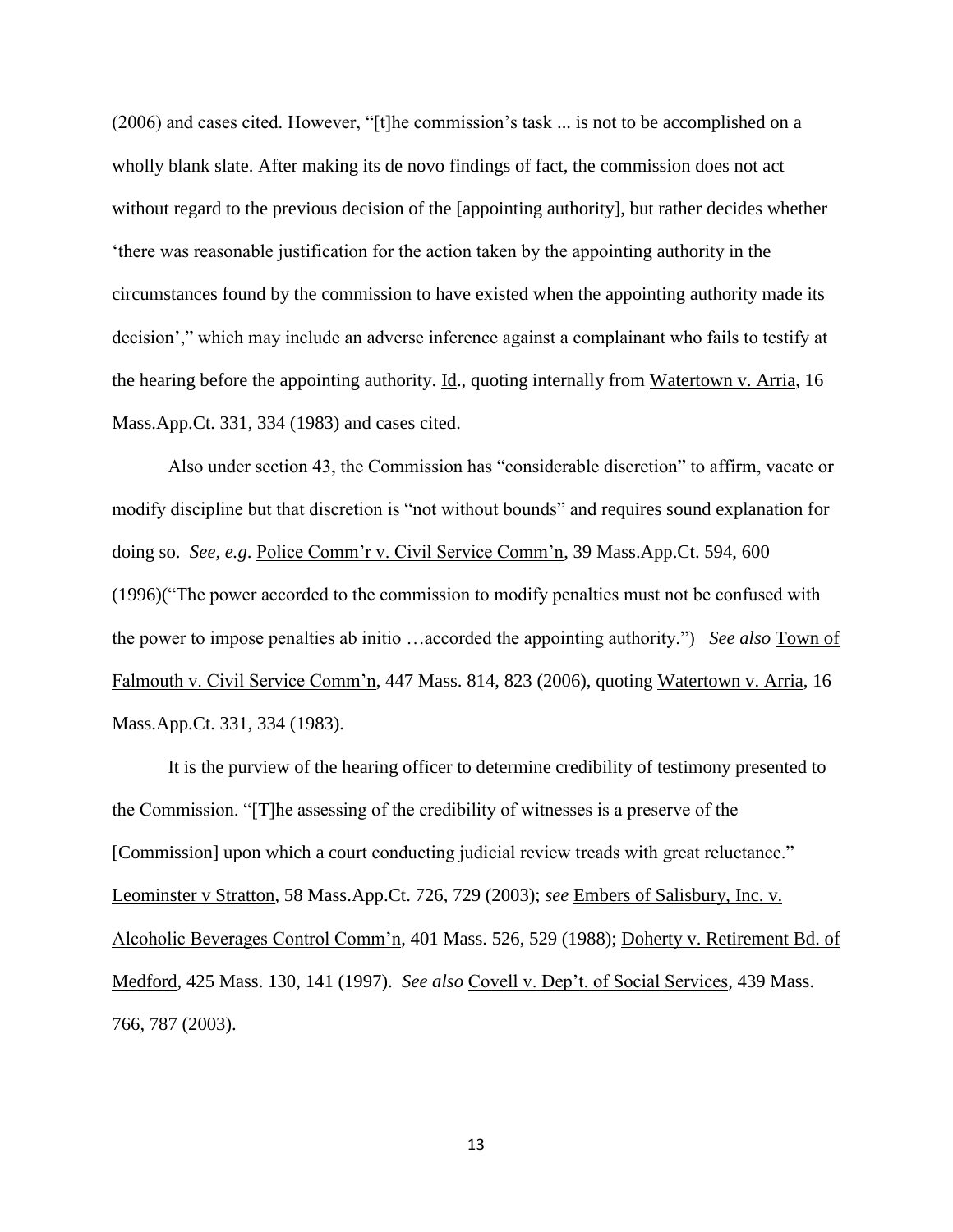(2006) and cases cited. However, "[t]he commission's task ... is not to be accomplished on a wholly blank slate. After making its de novo findings of fact, the commission does not act without regard to the previous decision of the [appointing authority], but rather decides whether 'there was reasonable justification for the action taken by the appointing authority in the circumstances found by the commission to have existed when the appointing authority made its decision'," which may include an adverse inference against a complainant who fails to testify at the hearing before the appointing authority. Id., quoting internally from Watertown v. Arria, 16 Mass.App.Ct. 331, 334 (1983) and cases cited.

Also under section 43, the Commission has "considerable discretion" to affirm, vacate or modify discipline but that discretion is "not without bounds" and requires sound explanation for doing so. *See, e.g.* Police Comm'r v. Civil Service Comm'n, 39 Mass.App.Ct. 594, 600 (1996)("The power accorded to the commission to modify penalties must not be confused with the power to impose penalties ab initio …accorded the appointing authority.") *See also* Town of Falmouth v. Civil Service Comm'n, 447 Mass. 814, 823 (2006), quoting Watertown v. Arria, 16 Mass.App.Ct. 331, 334 (1983).

It is the purview of the hearing officer to determine credibility of testimony presented to the Commission. "[T]he assessing of the credibility of witnesses is a preserve of the [Commission] upon which a court conducting judicial review treads with great reluctance." Leominster v Stratton, 58 Mass.App.Ct. 726, 729 (2003); *see* Embers of Salisbury, Inc. v. Alcoholic Beverages Control Comm'n, 401 Mass. 526, 529 (1988); Doherty v. Retirement Bd. of Medford, 425 Mass. 130, 141 (1997). *See also* Covell v. Dep't. of Social Services, 439 Mass. 766, 787 (2003).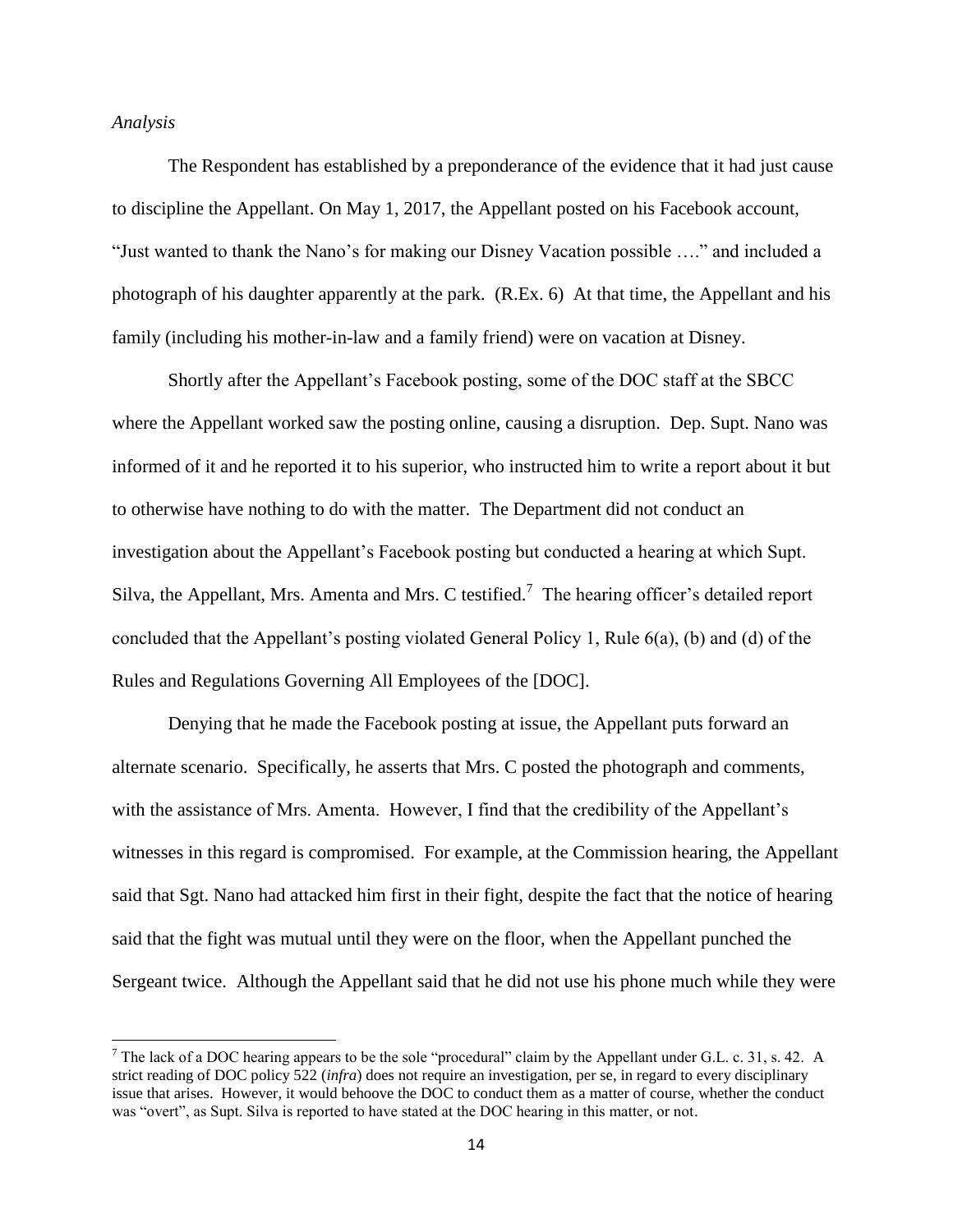*Analysis*

The Respondent has established by a preponderance of the evidence that it had just cause to discipline the Appellant. On May 1, 2017, the Appellant posted on his Facebook account, "Just wanted to thank the Nano's for making our Disney Vacation possible …." and included a photograph of his daughter apparently at the park. (R.Ex. 6) At that time, the Appellant and his family (including his mother-in-law and a family friend) were on vacation at Disney.

Shortly after the Appellant's Facebook posting, some of the DOC staff at the SBCC where the Appellant worked saw the posting online, causing a disruption. Dep. Supt. Nano was informed of it and he reported it to his superior, who instructed him to write a report about it but to otherwise have nothing to do with the matter. The Department did not conduct an investigation about the Appellant's Facebook posting but conducted a hearing at which Supt. Silva, the Appellant, Mrs. Amenta and Mrs. C testified.[7] The hearing officer's detailed report concluded that the Appellant's posting violated General Policy 1, Rule 6(a), (b) and (d) of the Rules and Regulations Governing All Employees of the [DOC].

Denying that he made the Facebook posting at issue, the Appellant puts forward an alternate scenario. Specifically, he asserts that Mrs. C posted the photograph and comments, with the assistance of Mrs. Amenta. However, I find that the credibility of the Appellant's witnesses in this regard is compromised. For example, at the Commission hearing, the Appellant said that Sgt. Nano had attacked him first in their fight, despite the fact that the notice of hearing said that the fight was mutual until they were on the floor, when the Appellant punched the Sergeant twice. Although the Appellant said that he did not use his phone much while they were

[7] The lack of a DOC hearing appears to be the sole "procedural" claim by the Appellant under G.L. c. 31, s. 42. A strict reading of DOC policy 522 (*infra*) does not require an investigation, per se, in regard to every disciplinary issue that arises. However, it would behoove the DOC to conduct them as a matter of course, whether the conduct was "overt", as Supt. Silva is reported to have stated at the DOC hearing in this matter, or not.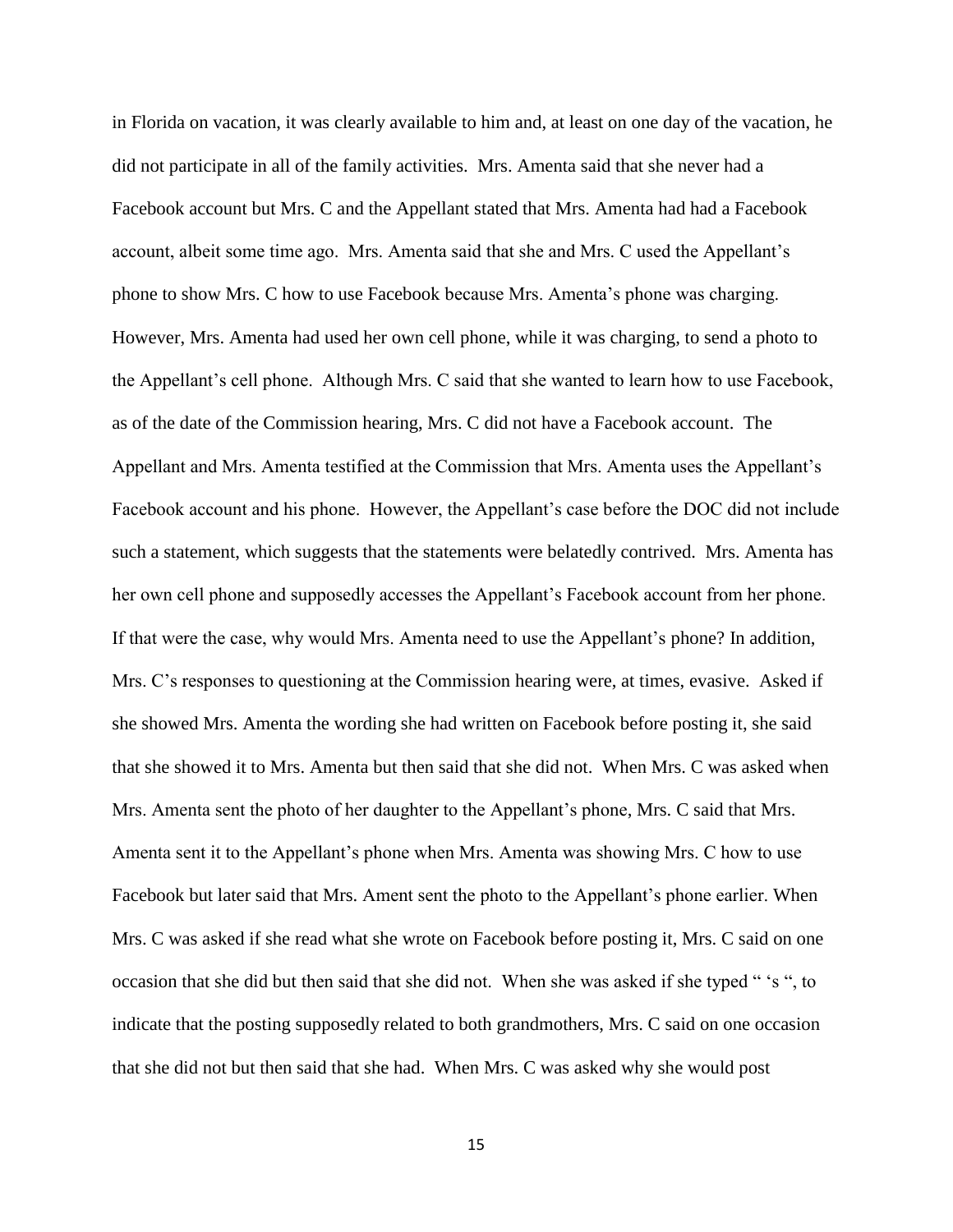in Florida on vacation, it was clearly available to him and, at least on one day of the vacation, he did not participate in all of the family activities. Mrs. Amenta said that she never had a Facebook account but Mrs. C and the Appellant stated that Mrs. Amenta had had a Facebook account, albeit some time ago. Mrs. Amenta said that she and Mrs. C used the Appellant's phone to show Mrs. C how to use Facebook because Mrs. Amenta's phone was charging. However, Mrs. Amenta had used her own cell phone, while it was charging, to send a photo to the Appellant's cell phone. Although Mrs. C said that she wanted to learn how to use Facebook, as of the date of the Commission hearing, Mrs. C did not have a Facebook account. The Appellant and Mrs. Amenta testified at the Commission that Mrs. Amenta uses the Appellant's Facebook account and his phone. However, the Appellant's case before the DOC did not include such a statement, which suggests that the statements were belatedly contrived. Mrs. Amenta has her own cell phone and supposedly accesses the Appellant's Facebook account from her phone. If that were the case, why would Mrs. Amenta need to use the Appellant's phone? In addition, Mrs. C's responses to questioning at the Commission hearing were, at times, evasive. Asked if she showed Mrs. Amenta the wording she had written on Facebook before posting it, she said that she showed it to Mrs. Amenta but then said that she did not. When Mrs. C was asked when Mrs. Amenta sent the photo of her daughter to the Appellant's phone, Mrs. C said that Mrs. Amenta sent it to the Appellant's phone when Mrs. Amenta was showing Mrs. C how to use Facebook but later said that Mrs. Ament sent the photo to the Appellant's phone earlier. When Mrs. C was asked if she read what she wrote on Facebook before posting it, Mrs. C said on one occasion that she did but then said that she did not. When she was asked if she typed " 's ", to indicate that the posting supposedly related to both grandmothers, Mrs. C said on one occasion that she did not but then said that she had. When Mrs. C was asked why she would post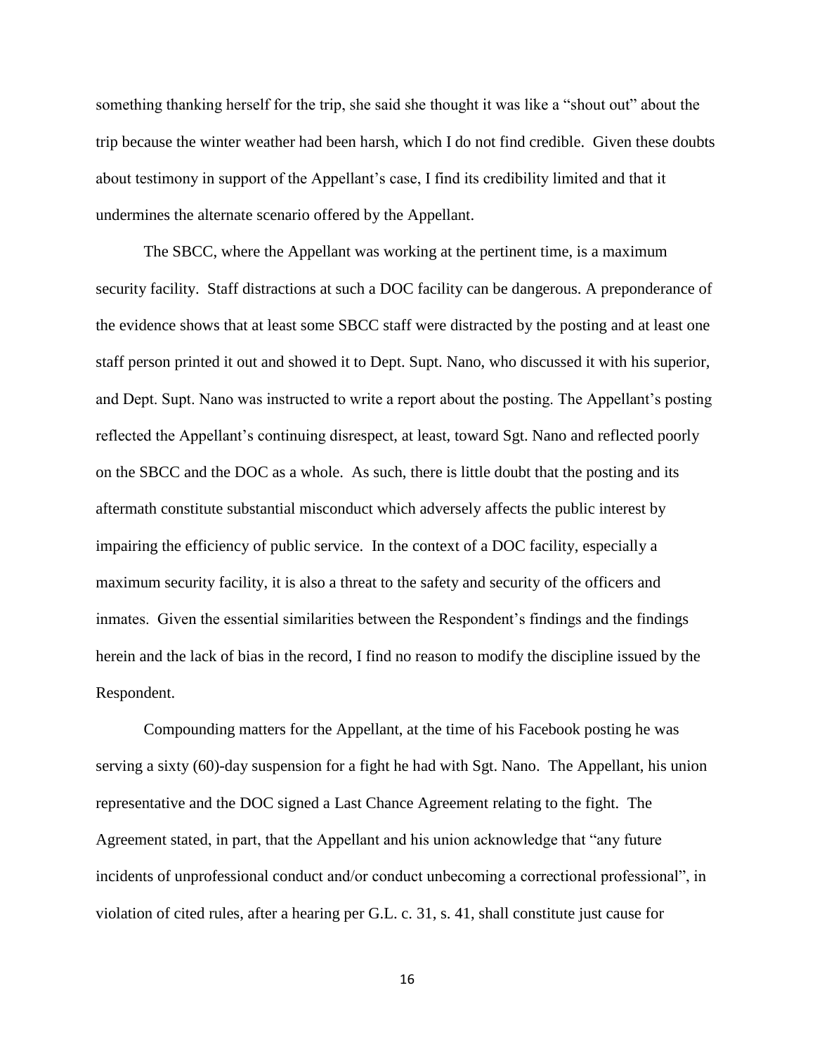something thanking herself for the trip, she said she thought it was like a "shout out" about the trip because the winter weather had been harsh, which I do not find credible. Given these doubts about testimony in support of the Appellant's case, I find its credibility limited and that it undermines the alternate scenario offered by the Appellant.

The SBCC, where the Appellant was working at the pertinent time, is a maximum security facility. Staff distractions at such a DOC facility can be dangerous. A preponderance of the evidence shows that at least some SBCC staff were distracted by the posting and at least one staff person printed it out and showed it to Dept. Supt. Nano, who discussed it with his superior, and Dept. Supt. Nano was instructed to write a report about the posting. The Appellant's posting reflected the Appellant's continuing disrespect, at least, toward Sgt. Nano and reflected poorly on the SBCC and the DOC as a whole. As such, there is little doubt that the posting and its aftermath constitute substantial misconduct which adversely affects the public interest by impairing the efficiency of public service. In the context of a DOC facility, especially a maximum security facility, it is also a threat to the safety and security of the officers and inmates. Given the essential similarities between the Respondent's findings and the findings herein and the lack of bias in the record, I find no reason to modify the discipline issued by the Respondent.

Compounding matters for the Appellant, at the time of his Facebook posting he was serving a sixty (60)-day suspension for a fight he had with Sgt. Nano. The Appellant, his union representative and the DOC signed a Last Chance Agreement relating to the fight. The Agreement stated, in part, that the Appellant and his union acknowledge that "any future incidents of unprofessional conduct and/or conduct unbecoming a correctional professional", in violation of cited rules, after a hearing per G.L. c. 31, s. 41, shall constitute just cause for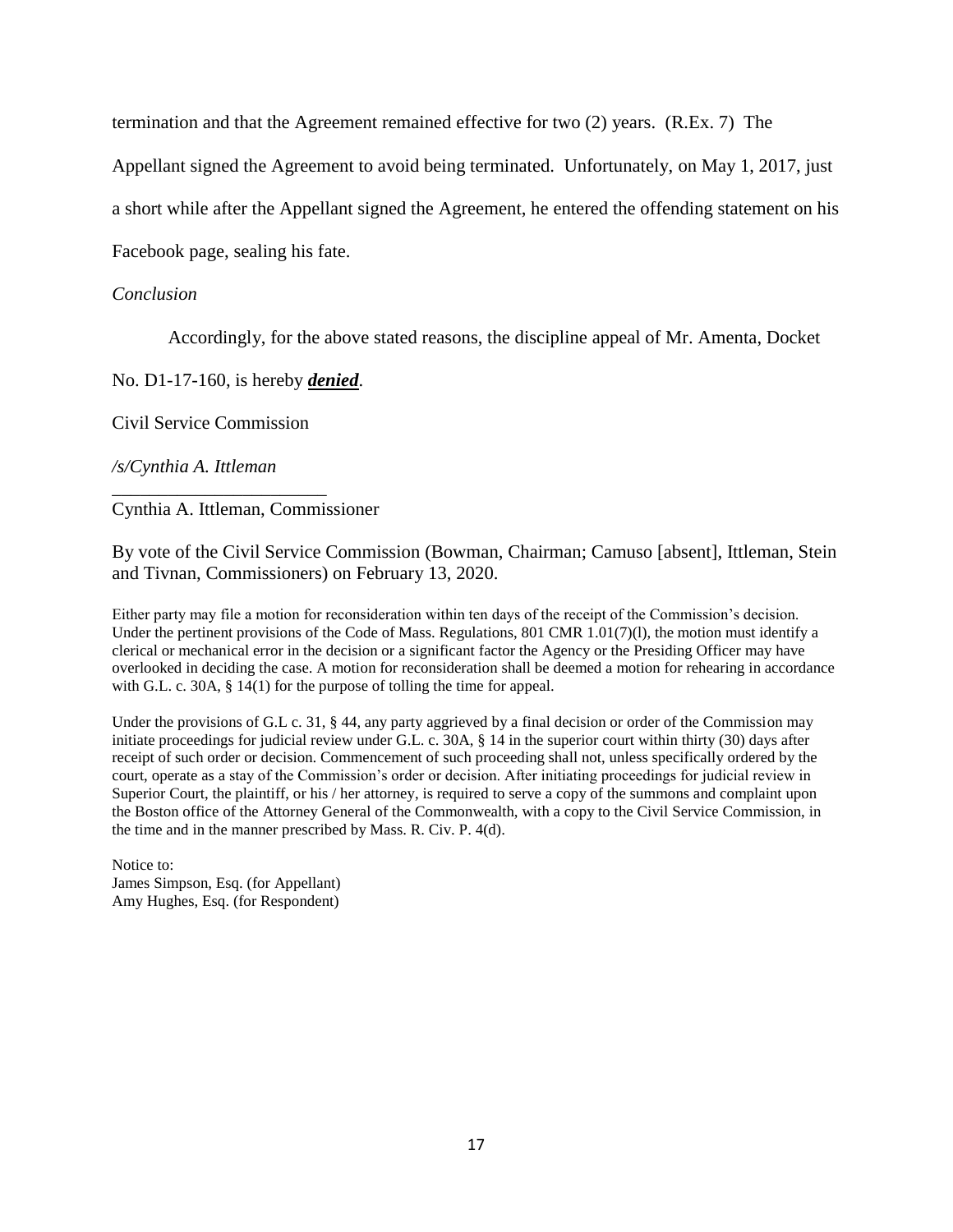termination and that the Agreement remained effective for two (2) years. (R.Ex. 7) The Appellant signed the Agreement to avoid being terminated. Unfortunately, on May 1, 2017, just a short while after the Appellant signed the Agreement, he entered the offending statement on his Facebook page, sealing his fate.

*Conclusion*

Accordingly, for the above stated reasons, the discipline appeal of Mr. Amenta, Docket No. D1-17-160, is hereby ***denied***.

Civil Service Commission

*/s/Cynthia A. Ittleman*
\_\_\_\_\_\_\_\_\_\_\_\_\_\_\_\_\_\_\_\_\_\_\_\_
Cynthia A. Ittleman, Commissioner

By vote of the Civil Service Commission (Bowman, Chairman; Camuso [absent], Ittleman, Stein and Tivnan, Commissioners) on February 13, 2020.

Either party may file a motion for reconsideration within ten days of the receipt of the Commission's decision. Under the pertinent provisions of the Code of Mass. Regulations, 801 CMR 1.01(7)(l), the motion must identify a clerical or mechanical error in the decision or a significant factor the Agency or the Presiding Officer may have overlooked in deciding the case. A motion for reconsideration shall be deemed a motion for rehearing in accordance with G.L. c. 30A, § 14(1) for the purpose of tolling the time for appeal.

Under the provisions of G.L c. 31, § 44, any party aggrieved by a final decision or order of the Commission may initiate proceedings for judicial review under G.L. c. 30A, § 14 in the superior court within thirty (30) days after receipt of such order or decision. Commencement of such proceeding shall not, unless specifically ordered by the court, operate as a stay of the Commission's order or decision. After initiating proceedings for judicial review in Superior Court, the plaintiff, or his / her attorney, is required to serve a copy of the summons and complaint upon the Boston office of the Attorney General of the Commonwealth, with a copy to the Civil Service Commission, in the time and in the manner prescribed by Mass. R. Civ. P. 4(d).

Notice to:
James Simpson, Esq. (for Appellant)
Amy Hughes, Esq. (for Respondent)